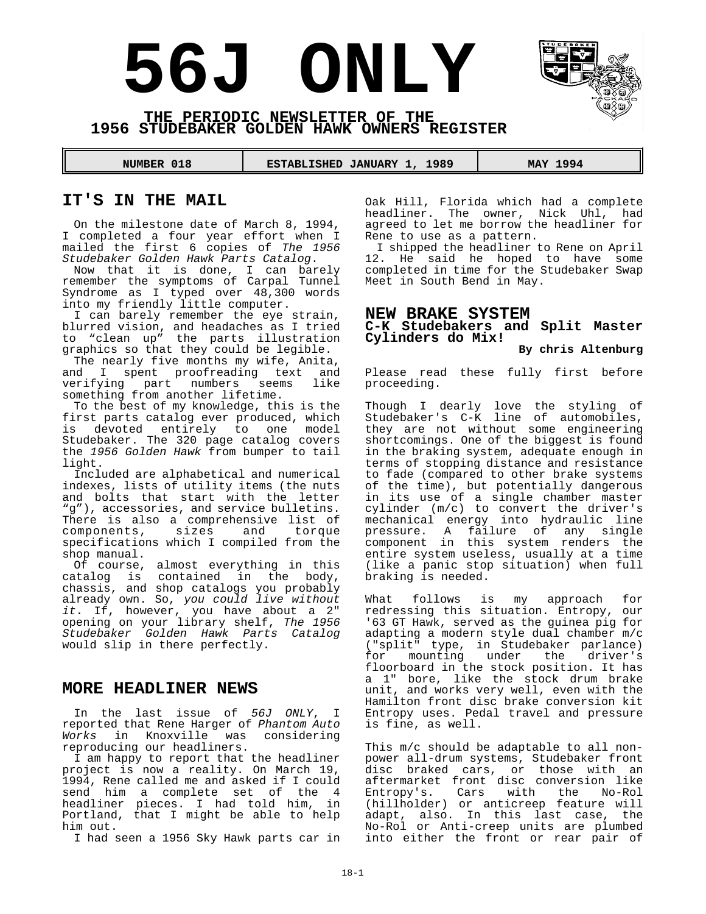# 56J ONLY

**THE PERIODIC NEWSLETTER OF THE 1956 STUDEBAKER GOLDEN HAWK OWNERS REGISTER**

| NUMBER 018 | ESTABLISHED JANUARY 1, 1989 | MAY 1994 |
| --- | --- | --- |

## IT'S IN THE MAIL

On the milestone date of March 8, 1994, I completed a four year effort when I mailed the first 6 copies of *The 1956 Studebaker Golden Hawk Parts Catalog*.

Now that it is done, I can barely remember the symptoms of Carpal Tunnel Syndrome as I typed over 48,300 words into my friendly little computer.

I can barely remember the eye strain, blurred vision, and headaches as I tried to "clean up" the parts illustration graphics so that they could be legible.

The nearly five months my wife, Anita, and I spent proofreading text and verifying part numbers seems like something from another lifetime.

To the best of my knowledge, this is the first parts catalog ever produced, which is devoted entirely to one model Studebaker. The 320 page catalog covers the *1956 Golden Hawk* from bumper to tail light.

Included are alphabetical and numerical indexes, lists of utility items (the nuts and bolts that start with the letter "g"), accessories, and service bulletins. There is also a comprehensive list of components, sizes and torque specifications which I compiled from the shop manual.

Of course, almost everything in this catalog is contained in the body, chassis, and shop catalogs you probably already own. So, *you could live without it*. If, however, you have about a 2" opening on your library shelf, *The 1956 Studebaker Golden Hawk Parts Catalog* would slip in there perfectly.

## MORE HEADLINER NEWS

In the last issue of *56J ONLY*, I reported that Rene Harger of *Phantom Auto Works* in Knoxville was considering reproducing our headliners.

I am happy to report that the headliner project is now a reality. On March 19, 1994, Rene called me and asked if I could send him a complete set of the 4 headliner pieces. I had told him, in Portland, that I might be able to help him out.

I had seen a 1956 Sky Hawk parts car in Oak Hill, Florida which had a complete headliner. The owner, Nick Uhl, had agreed to let me borrow the headliner for Rene to use as a pattern.

I shipped the headliner to Rene on April 12. He said he hoped to have some completed in time for the Studebaker Swap Meet in South Bend in May.

## NEW BRAKE SYSTEM

### C-K Studebakers and Split Master Cylinders do Mix!

**By chris Altenburg**

Please read these fully first before proceeding.

Though I dearly love the styling of Studebaker's C-K line of automobiles, they are not without some engineering shortcomings. One of the biggest is found in the braking system, adequate enough in terms of stopping distance and resistance to fade (compared to other brake systems of the time), but potentially dangerous in its use of a single chamber master cylinder (m/c) to convert the driver's mechanical energy into hydraulic line pressure. A failure of any single component in this system renders the entire system useless, usually at a time (like a panic stop situation) when full braking is needed.

What follows is my approach for redressing this situation. Entropy, our '63 GT Hawk, served as the guinea pig for adapting a modern style dual chamber m/c ("split" type, in Studebaker parlance) for mounting under the driver's floorboard in the stock position. It has a 1" bore, like the stock drum brake unit, and works very well, even with the Hamilton front disc brake conversion kit Entropy uses. Pedal travel and pressure is fine, as well.

This m/c should be adaptable to all non-power all-drum systems, Studebaker front disc braked cars, or those with an aftermarket front disc conversion like Entropy's. Cars with the No-Rol (hillholder) or anticreep feature will adapt, also. In this last case, the No-Rol or Anti-creep units are plumbed into either the front or rear pair of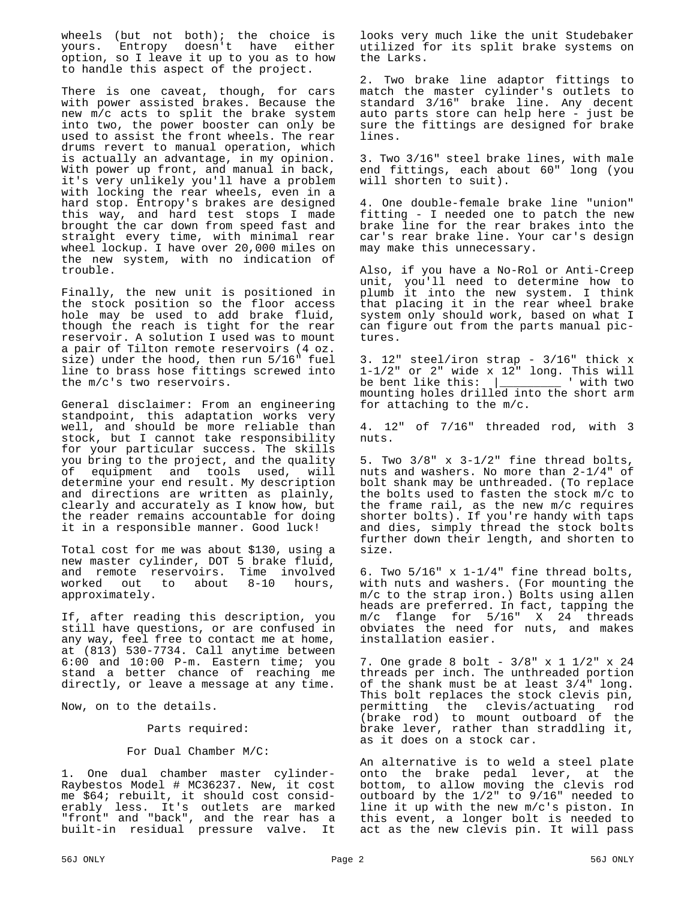wheels (but not both); the choice is yours. Entropy doesn't have either option, so I leave it up to you as to how to handle this aspect of the project.

There is one caveat, though, for cars with power assisted brakes. Because the new m/c acts to split the brake system into two, the power booster can only be used to assist the front wheels. The rear drums revert to manual operation, which is actually an advantage, in my opinion. With power up front, and manual in back, it's very unlikely you'll have a problem with locking the rear wheels, even in a hard stop. Entropy's brakes are designed this way, and hard test stops I made brought the car down from speed fast and straight every time, with minimal rear wheel lockup. I have over 20,000 miles on the new system, with no indication of trouble.

Finally, the new unit is positioned in the stock position so the floor access hole may be used to add brake fluid, though the reach is tight for the rear reservoir. A solution I used was to mount a pair of Tilton remote reservoirs (4 oz. size) under the hood, then run 5/16" fuel line to brass hose fittings screwed into the m/c's two reservoirs.

General disclaimer: From an engineering standpoint, this adaptation works very well, and should be more reliable than stock, but I cannot take responsibility for your particular success. The skills you bring to the project, and the quality of equipment and tools used, will determine your end result. My description and directions are written as plainly, clearly and accurately as I know how, but the reader remains accountable for doing it in a responsible manner. Good luck!

Total cost for me was about $130, using a new master cylinder, DOT 5 brake fluid, and remote reservoirs. Time involved worked out to about 8-10 hours, approximately.

If, after reading this description, you still have questions, or are confused in any way, feel free to contact me at home, at (813) 530-7734. Call anytime between 6:00 and 10:00 P-m. Eastern time; you stand a better chance of reaching me directly, or leave a message at any time.

Now, on to the details.

Parts required:

For Dual Chamber M/C:

1. One dual chamber master cylinder- Raybestos Model # MC36237. New, it cost me $64; rebuilt, it should cost considerably less. It's outlets are marked "front" and "back", and the rear has a built-in residual pressure valve. It looks very much like the unit Studebaker utilized for its split brake systems on the Larks.

2. Two brake line adaptor fittings to match the master cylinder's outlets to standard 3/16" brake line. Any decent auto parts store can help here - just be sure the fittings are designed for brake lines.

3. Two 3/16" steel brake lines, with male end fittings, each about 60" long (you will shorten to suit).

4. One double-female brake line "union" fitting - I needed one to patch the new brake line for the rear brakes into the car's rear brake line. Your car's design may make this unnecessary.

Also, if you have a No-Rol or Anti-Creep unit, you'll need to determine how to plumb it into the new system. I think that placing it in the rear wheel brake system only should work, based on what I can figure out from the parts manual pictures.

3. 12" steel/iron strap - 3/16" thick x 1-1/2" or 2" wide x 12" long. This will be bent like this: |_________ ' with two mounting holes drilled into the short arm for attaching to the m/c.

4. 12" of 7/16" threaded rod, with 3 nuts.

5. Two 3/8" x 3-1/2" fine thread bolts, nuts and washers. No more than 2-1/4" of bolt shank may be unthreaded. (To replace the bolts used to fasten the stock m/c to the frame rail, as the new m/c requires shorter bolts). If you're handy with taps and dies, simply thread the stock bolts further down their length, and shorten to size.

6. Two 5/16" x 1-1/4" fine thread bolts, with nuts and washers. (For mounting the m/c to the strap iron.) Bolts using allen heads are preferred. In fact, tapping the m/c flange for 5/16" X 24 threads obviates the need for nuts, and makes installation easier.

7. One grade 8 bolt - 3/8" x 1 1/2" x 24 threads per inch. The unthreaded portion of the shank must be at least 3/4" long. This bolt replaces the stock clevis pin, permitting the clevis/actuating rod (brake rod) to mount outboard of the brake lever, rather than straddling it, as it does on a stock car.

An alternative is to weld a steel plate onto the brake pedal lever, at the bottom, to allow moving the clevis rod outboard by the 1/2" to 9/16" needed to line it up with the new m/c's piston. In this event, a longer bolt is needed to act as the new clevis pin. It will pass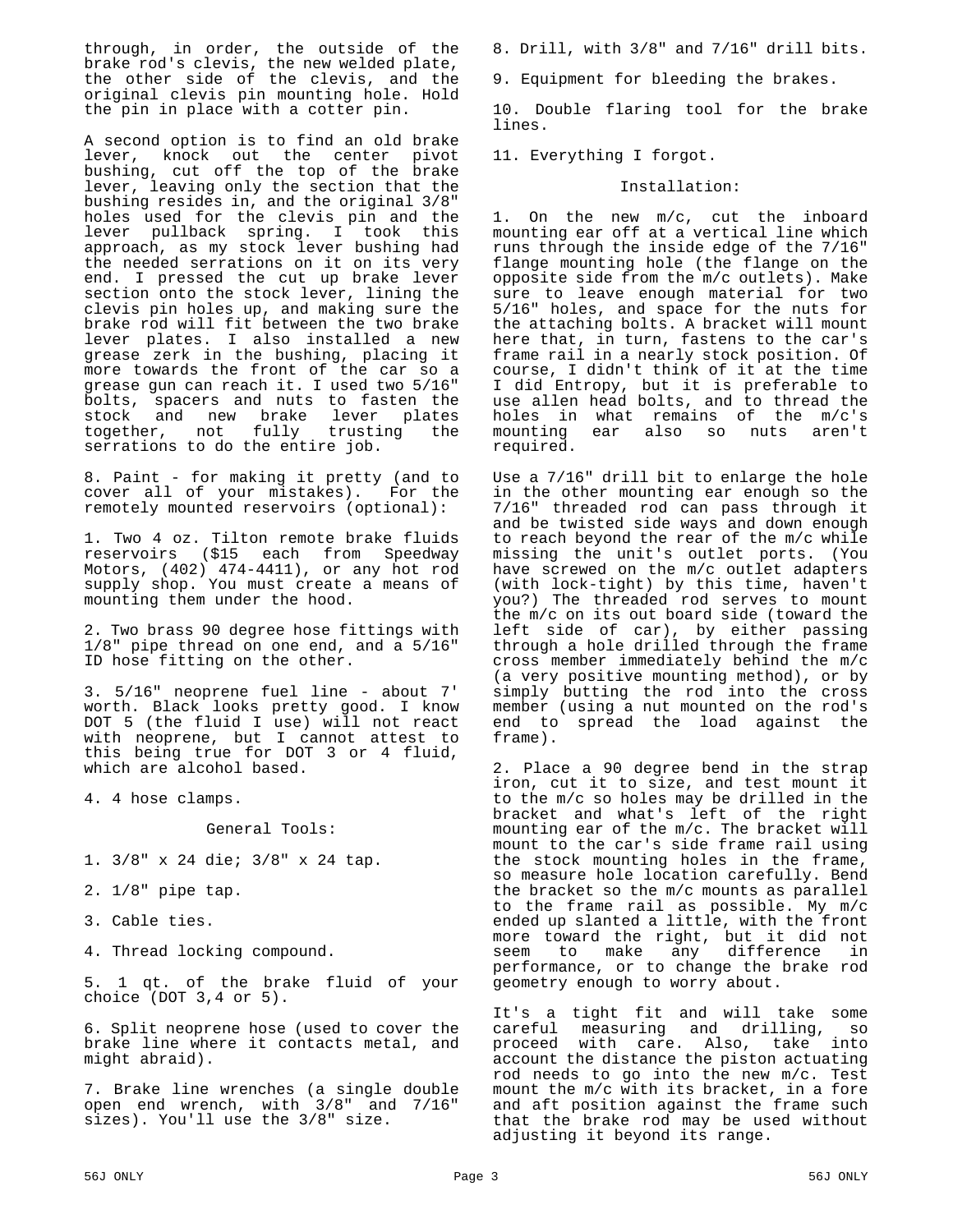through, in order, the outside of the brake rod's clevis, the new welded plate, the other side of the clevis, and the original clevis pin mounting hole. Hold the pin in place with a cotter pin.

A second option is to find an old brake lever, knock out the center pivot bushing, cut off the top of the brake lever, leaving only the section that the bushing resides in, and the original 3/8" holes used for the clevis pin and the lever pullback spring. I took this approach, as my stock lever bushing had the needed serrations on it on its very end. I pressed the cut up brake lever section onto the stock lever, lining the clevis pin holes up, and making sure the brake rod will fit between the two brake lever plates. I also installed a new grease zerk in the bushing, placing it more towards the front of the car so a grease gun can reach it. I used two 5/16" bolts, spacers and nuts to fasten the stock and new brake lever plates together, not fully trusting the serrations to do the entire job.

8. Paint - for making it pretty (and to cover all of your mistakes). For the remotely mounted reservoirs (optional):

1. Two 4 oz. Tilton remote brake fluids reservoirs ($15 each from Speedway Motors, (402) 474-4411), or any hot rod supply shop. You must create a means of mounting them under the hood.

2. Two brass 90 degree hose fittings with 1/8" pipe thread on one end, and a 5/16" ID hose fitting on the other.

3. 5/16" neoprene fuel line - about 7' worth. Black looks pretty good. I know DOT 5 (the fluid I use) will not react with neoprene, but I cannot attest to this being true for DOT 3 or 4 fluid, which are alcohol based.

4. 4 hose clamps.

General Tools:

1. 3/8" x 24 die; 3/8" x 24 tap.

2. 1/8" pipe tap.

3. Cable ties.

4. Thread locking compound.

5. 1 qt. of the brake fluid of your choice (DOT 3,4 or 5).

6. Split neoprene hose (used to cover the brake line where it contacts metal, and might abraid).

7. Brake line wrenches (a single double open end wrench, with 3/8" and 7/16" sizes). You'll use the 3/8" size.

8. Drill, with 3/8" and 7/16" drill bits.

9. Equipment for bleeding the brakes.

10. Double flaring tool for the brake lines.

11. Everything I forgot.

Installation:

1. On the new m/c, cut the inboard mounting ear off at a vertical line which runs through the inside edge of the 7/16" flange mounting hole (the flange on the opposite side from the m/c outlets). Make sure to leave enough material for two 5/16" holes, and space for the nuts for the attaching bolts. A bracket will mount here that, in turn, fastens to the car's frame rail in a nearly stock position. Of course, I didn't think of it at the time I did Entropy, but it is preferable to use allen head bolts, and to thread the holes in what remains of the m/c's mounting ear also so nuts aren't required.

Use a 7/16" drill bit to enlarge the hole in the other mounting ear enough so the 7/16" threaded rod can pass through it and be twisted side ways and down enough to reach beyond the rear of the m/c while missing the unit's outlet ports. (You have screwed on the m/c outlet adapters (with lock-tight) by this time, haven't you?) The threaded rod serves to mount the m/c on its out board side (toward the left side of car), by either passing through a hole drilled through the frame cross member immediately behind the m/c (a very positive mounting method), or by simply butting the rod into the cross member (using a nut mounted on the rod's end to spread the load against the frame).

2. Place a 90 degree bend in the strap iron, cut it to size, and test mount it to the m/c so holes may be drilled in the bracket and what's left of the right mounting ear of the m/c. The bracket will mount to the car's side frame rail using the stock mounting holes in the frame, so measure hole location carefully. Bend the bracket so the m/c mounts as parallel to the frame rail as possible. My m/c ended up slanted a little, with the front more toward the right, but it did not seem to make any difference in performance, or to change the brake rod geometry enough to worry about.

It's a tight fit and will take some careful measuring and drilling, so proceed with care. Also, take into account the distance the piston actuating rod needs to go into the new m/c. Test mount the m/c with its bracket, in a fore and aft position against the frame such that the brake rod may be used without adjusting it beyond its range.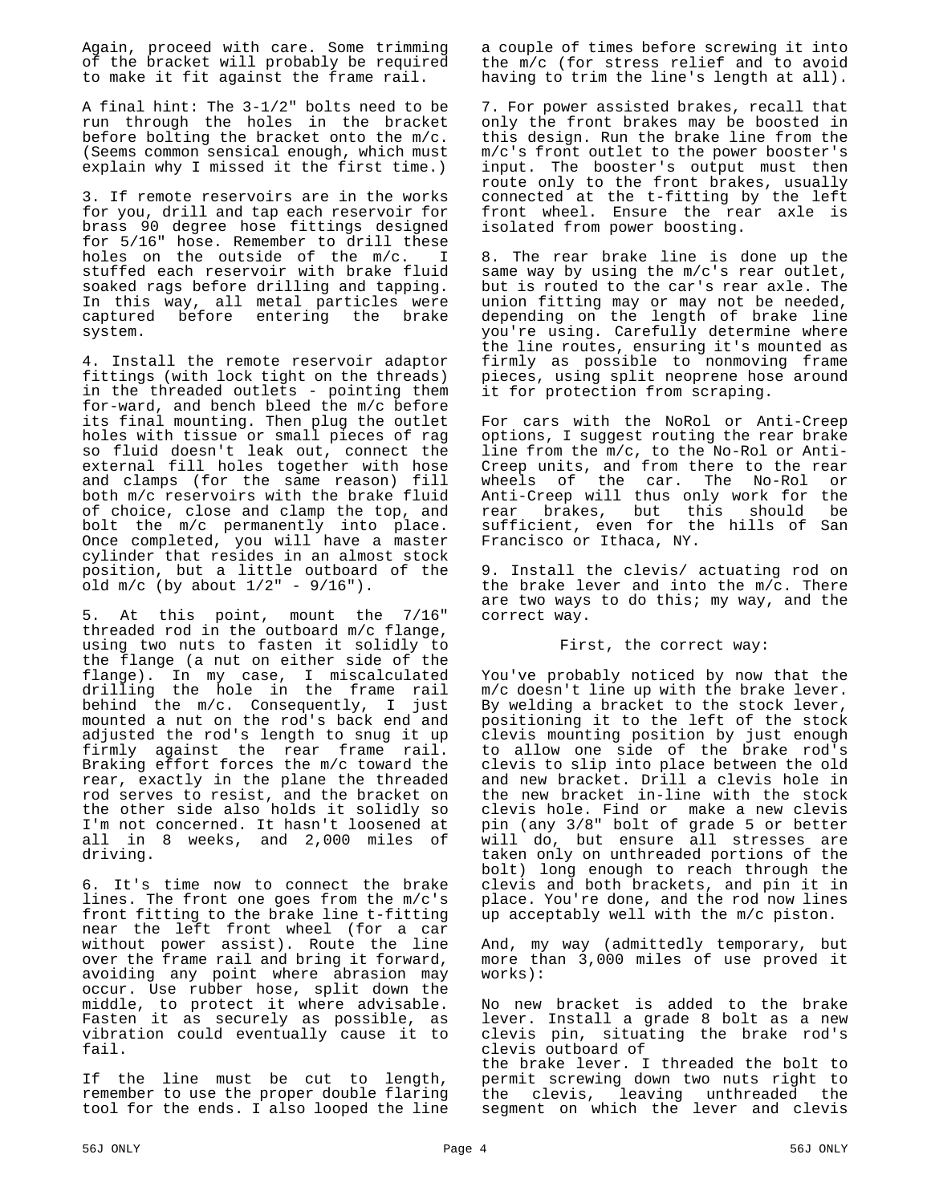Again, proceed with care. Some trimming of the bracket will probably be required to make it fit against the frame rail.

A final hint: The 3-1/2" bolts need to be run through the holes in the bracket before bolting the bracket onto the m/c. (Seems common sensical enough, which must explain why I missed it the first time.)

3. If remote reservoirs are in the works for you, drill and tap each reservoir for brass 90 degree hose fittings designed for 5/16" hose. Remember to drill these holes on the outside of the m/c. I stuffed each reservoir with brake fluid soaked rags before drilling and tapping. In this way, all metal particles were captured before entering the brake system.

4. Install the remote reservoir adaptor fittings (with lock tight on the threads) in the threaded outlets - pointing them for-ward, and bench bleed the m/c before its final mounting. Then plug the outlet holes with tissue or small pieces of rag so fluid doesn't leak out, connect the external fill holes together with hose and clamps (for the same reason) fill both m/c reservoirs with the brake fluid of choice, close and clamp the top, and bolt the m/c permanently into place. Once completed, you will have a master cylinder that resides in an almost stock position, but a little outboard of the old m/c (by about 1/2" - 9/16").

5. At this point, mount the 7/16" threaded rod in the outboard m/c flange, using two nuts to fasten it solidly to the flange (a nut on either side of the flange). In my case, I miscalculated drilling the hole in the frame rail behind the m/c. Consequently, I just mounted a nut on the rod's back end and adjusted the rod's length to snug it up firmly against the rear frame rail. Braking effort forces the m/c toward the rear, exactly in the plane the threaded rod serves to resist, and the bracket on the other side also holds it solidly so I'm not concerned. It hasn't loosened at all in 8 weeks, and 2,000 miles of driving.

6. It's time now to connect the brake lines. The front one goes from the m/c's front fitting to the brake line t-fitting near the left front wheel (for a car without power assist). Route the line over the frame rail and bring it forward, avoiding any point where abrasion may occur. Use rubber hose, split down the middle, to protect it where advisable. Fasten it as securely as possible, as vibration could eventually cause it to fail.

If the line must be cut to length, remember to use the proper double flaring tool for the ends. I also looped the line a couple of times before screwing it into the m/c (for stress relief and to avoid having to trim the line's length at all).

7. For power assisted brakes, recall that only the front brakes may be boosted in this design. Run the brake line from the m/c's front outlet to the power booster's input. The booster's output must then route only to the front brakes, usually connected at the t-fitting by the left front wheel. Ensure the rear axle is isolated from power boosting.

8. The rear brake line is done up the same way by using the m/c's rear outlet, but is routed to the car's rear axle. The union fitting may or may not be needed, depending on the length of brake line you're using. Carefully determine where the line routes, ensuring it's mounted as firmly as possible to nonmoving frame pieces, using split neoprene hose around it for protection from scraping.

For cars with the NoRol or Anti-Creep options, I suggest routing the rear brake line from the m/c, to the No-Rol or Anti-Creep units, and from there to the rear wheels of the car. The No-Rol or Anti-Creep will thus only work for the rear brakes, but this should be sufficient, even for the hills of San Francisco or Ithaca, NY.

9. Install the clevis/ actuating rod on the brake lever and into the m/c. There are two ways to do this; my way, and the correct way.

First, the correct way:

You've probably noticed by now that the m/c doesn't line up with the brake lever. By welding a bracket to the stock lever, positioning it to the left of the stock clevis mounting position by just enough to allow one side of the brake rod's clevis to slip into place between the old and new bracket. Drill a clevis hole in the new bracket in-line with the stock clevis hole. Find or make a new clevis pin (any 3/8" bolt of grade 5 or better will do, but ensure all stresses are taken only on unthreaded portions of the bolt) long enough to reach through the clevis and both brackets, and pin it in place. You're done, and the rod now lines up acceptably well with the m/c piston.

And, my way (admittedly temporary, but more than 3,000 miles of use proved it works):

No new bracket is added to the brake lever. Install a grade 8 bolt as a new clevis pin, situating the brake rod's clevis outboard of the brake lever. I threaded the bolt to permit screwing down two nuts right to the clevis, leaving unthreaded the segment on which the lever and clevis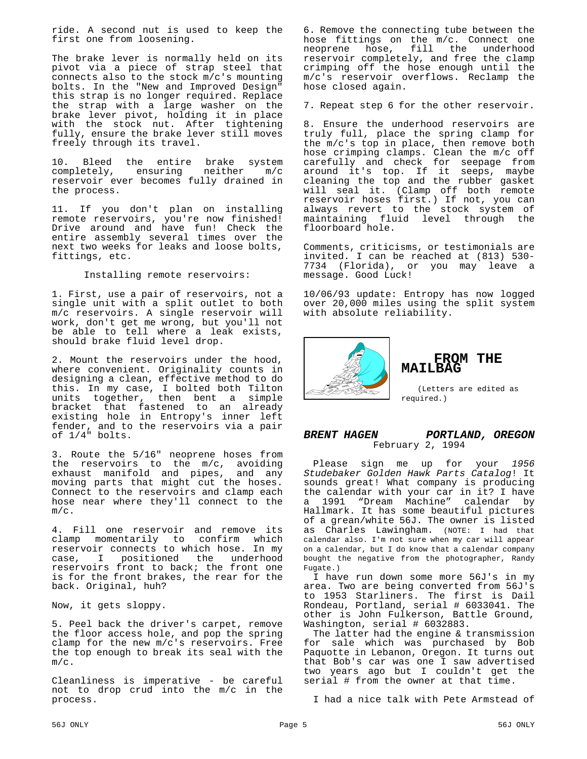ride. A second nut is used to keep the first one from loosening.

The brake lever is normally held on its pivot via a piece of strap steel that connects also to the stock m/c's mounting bolts. In the "New and Improved Design" this strap is no longer required. Replace the strap with a large washer on the brake lever pivot, holding it in place with the stock nut. After tightening fully, ensure the brake lever still moves freely through its travel.

10. Bleed the entire brake system completely, ensuring neither m/c reservoir ever becomes fully drained in the process.

11. If you don't plan on installing remote reservoirs, you're now finished! Drive around and have fun! Check the entire assembly several times over the next two weeks for leaks and loose bolts, fittings, etc.

Installing remote reservoirs:

1. First, use a pair of reservoirs, not a single unit with a split outlet to both m/c reservoirs. A single reservoir will work, don't get me wrong, but you'll not be able to tell where a leak exists, should brake fluid level drop.

2. Mount the reservoirs under the hood, where convenient. Originality counts in designing a clean, effective method to do this. In my case, I bolted both Tilton units together, then bent a simple bracket that fastened to an already existing hole in Entropy's inner left fender, and to the reservoirs via a pair of 1/4" bolts.

3. Route the 5/16" neoprene hoses from the reservoirs to the m/c, avoiding exhaust manifold and pipes, and any moving parts that might cut the hoses. Connect to the reservoirs and clamp each hose near where they'll connect to the m/c.

4. Fill one reservoir and remove its clamp momentarily to confirm which reservoir connects to which hose. In my case, I positioned the underhood reservoirs front to back; the front one is for the front brakes, the rear for the back. Original, huh?

Now, it gets sloppy.

5. Peel back the driver's carpet, remove the floor access hole, and pop the spring clamp for the new m/c's reservoirs. Free the top enough to break its seal with the m/c.

Cleanliness is imperative - be careful not to drop crud into the m/c in the process.

6. Remove the connecting tube between the hose fittings on the m/c. Connect one neoprene hose, fill the underhood reservoir completely, and free the clamp crimping off the hose enough until the m/c's reservoir overflows. Reclamp the hose closed again.

7. Repeat step 6 for the other reservoir.

8. Ensure the underhood reservoirs are truly full, place the spring clamp for the m/c's top in place, then remove both hose crimping clamps. Clean the m/c off carefully and check for seepage from around it's top. If it seeps, maybe cleaning the top and the rubber gasket will seal it. (Clamp off both remote reservoir hoses first.) If not, you can always revert to the stock system of maintaining fluid level through the floorboard hole.

Comments, criticisms, or testimonials are invited. I can be reached at (813) 530-7734 (Florida), or you may leave a message. Good Luck!

10/06/93 update: Entropy has now logged over 20,000 miles using the split system with absolute reliability.

## FROM THE MAILBAG

(Letters are edited as required.)

***BRENT HAGEN — PORTLAND, OREGON***
February 2, 1994

Please sign me up for your *1956 Studebaker Golden Hawk Parts Catalog*! It sounds great! What company is producing the calendar with your car in it? I have a 1991 "Dream Machine" calendar by Hallmark. It has some beautiful pictures of a grean/white 56J. The owner is listed as Charles Lawingham. (NOTE: I had that calendar also. I'm not sure when my car will appear on a calendar, but I do know that a calendar company bought the negative from the photographer, Randy Fugate.)

I have run down some more 56J's in my area. Two are being converted from 56J's to 1953 Starliners. The first is Dail Rondeau, Portland, serial # 6033041. The other is John Fulkerson, Battle Ground, Washington, serial # 6032883.

The latter had the engine & transmission for sale which was purchased by Bob Paquotte in Lebanon, Oregon. It turns out that Bob's car was one I saw advertised two years ago but I couldn't get the serial # from the owner at that time.

I had a nice talk with Pete Armstead of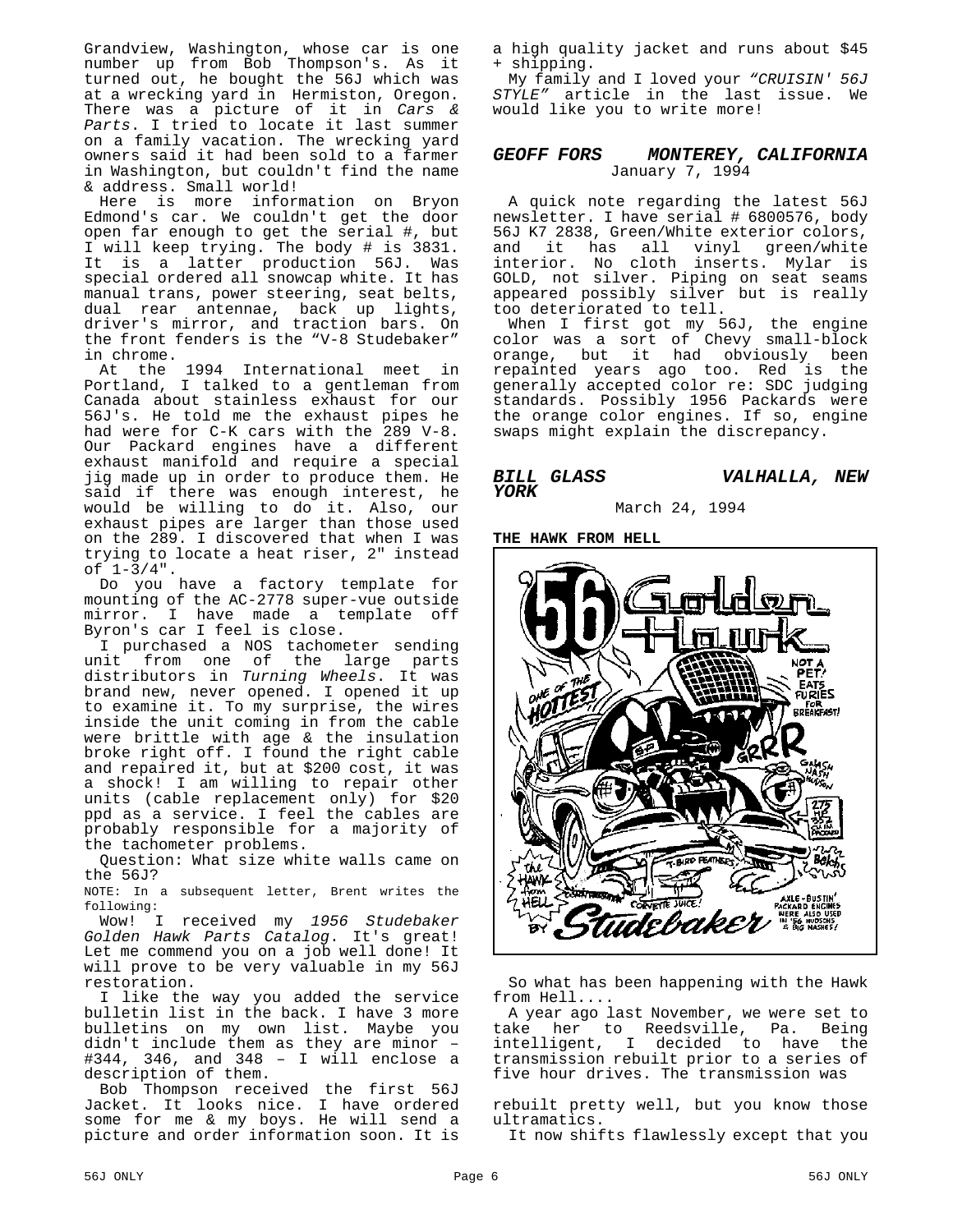Grandview, Washington, whose car is one number up from Bob Thompson's. As it turned out, he bought the 56J which was at a wrecking yard in Hermiston, Oregon. There was a picture of it in *Cars & Parts*. I tried to locate it last summer on a family vacation. The wrecking yard owners said it had been sold to a farmer in Washington, but couldn't find the name & address. Small world!

Here is more information on Bryon Edmond's car. We couldn't get the door open far enough to get the serial #, but I will keep trying. The body # is 3831. It is a latter production 56J. Was special ordered all snowcap white. It has manual trans, power steering, seat belts, dual rear antennae, back up lights, driver's mirror, and traction bars. On the front fenders is the "V-8 Studebaker" in chrome.

At the 1994 International meet in Portland, I talked to a gentleman from Canada about stainless exhaust for our 56J's. He told me the exhaust pipes he had were for C-K cars with the 289 V-8. Our Packard engines have a different exhaust manifold and require a special jig made up in order to produce them. He said if there was enough interest, he would be willing to do it. Also, our exhaust pipes are larger than those used on the 289. I discovered that when I was trying to locate a heat riser, 2" instead of 1-3/4".

Do you have a factory template for mounting of the AC-2778 super-vue outside mirror. I have made a template off Byron's car I feel is close.

I purchased a NOS tachometer sending unit from one of the large parts distributors in *Turning Wheels*. It was brand new, never opened. I opened it up to examine it. To my surprise, the wires inside the unit coming in from the cable were brittle with age & the insulation broke right off. I found the right cable and repaired it, but at $200 cost, it was a shock! I am willing to repair other units (cable replacement only) for $20 ppd as a service. I feel the cables are probably responsible for a majority of the tachometer problems.

Question: What size white walls came on the 56J?

NOTE: In a subsequent letter, Brent writes the following:

Wow! I received my *1956 Studebaker Golden Hawk Parts Catalog*. It's great! Let me commend you on a job well done! It will prove to be very valuable in my 56J restoration.

I like the way you added the service bulletin list in the back. I have 3 more bulletins on my own list. Maybe you didn't include them as they are minor – #344, 346, and 348 – I will enclose a description of them.

Bob Thompson received the first 56J Jacket. It looks nice. I have ordered some for me & my boys. He will send a picture and order information soon. It is a high quality jacket and runs about $45 + shipping.

My family and I loved your *"CRUISIN' 56J STYLE"* article in the last issue. We would like you to write more!

### *GEOFF FORS MONTEREY, CALIFORNIA*

January 7, 1994

A quick note regarding the latest 56J newsletter. I have serial # 6800576, body 56J K7 2838, Green/White exterior colors, and it has all vinyl green/white interior. No cloth inserts. Mylar is GOLD, not silver. Piping on seat seams appeared possibly silver but is really too deteriorated to tell.

When I first got my 56J, the engine color was a sort of Chevy small-block orange, but it had obviously been repainted years ago too. Red is the generally accepted color re: SDC judging standards. Possibly 1956 Packards were the orange color engines. If so, engine swaps might explain the discrepancy.

### *BILL GLASS VALHALLA, NEW YORK*

March 24, 1994

**THE HAWK FROM HELL**

So what has been happening with the Hawk from Hell....

A year ago last November, we were set to take her to Reedsville, Pa. Being intelligent, I decided to have the transmission rebuilt prior to a series of five hour drives. The transmission was rebuilt pretty well, but you know those ultramatics.

It now shifts flawlessly except that you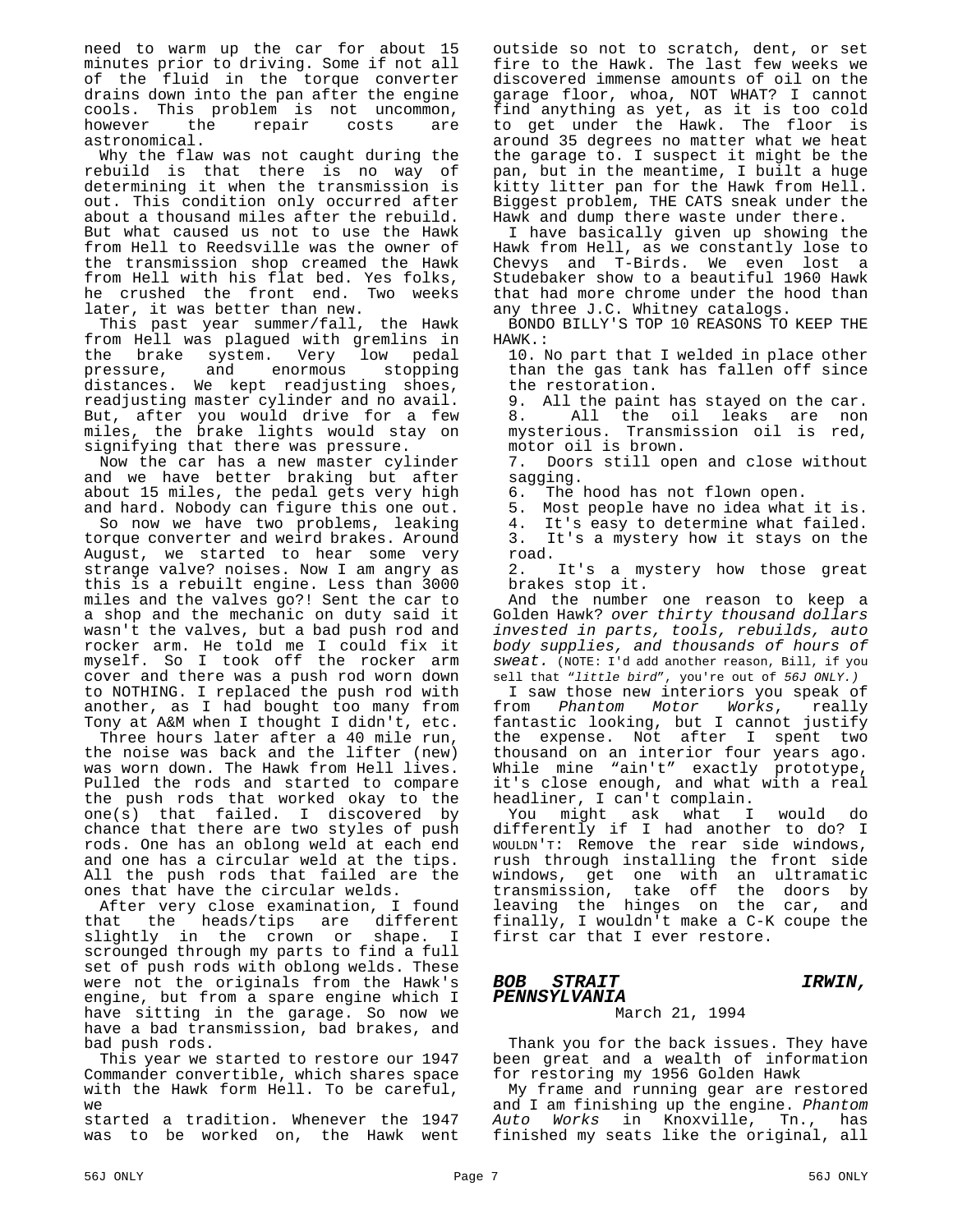need to warm up the car for about 15 minutes prior to driving. Some if not all of the fluid in the torque converter drains down into the pan after the engine cools. This problem is not uncommon, however the repair costs are astronomical.

Why the flaw was not caught during the rebuild is that there is no way of determining it when the transmission is out. This condition only occurred after about a thousand miles after the rebuild. But what caused us not to use the Hawk from Hell to Reedsville was the owner of the transmission shop creamed the Hawk from Hell with his flat bed. Yes folks, he crushed the front end. Two weeks later, it was better than new.

This past year summer/fall, the Hawk from Hell was plagued with gremlins in the brake system. Very low pedal pressure, and enormous stopping distances. We kept readjusting shoes, readjusting master cylinder and no avail. But, after you would drive for a few miles, the brake lights would stay on signifying that there was pressure.

Now the car has a new master cylinder and we have better braking but after about 15 miles, the pedal gets very high and hard. Nobody can figure this one out.

So now we have two problems, leaking torque converter and weird brakes. Around August, we started to hear some very strange valve? noises. Now I am angry as this is a rebuilt engine. Less than 3000 miles and the valves go?! Sent the car to a shop and the mechanic on duty said it wasn't the valves, but a bad push rod and rocker arm. He told me I could fix it myself. So I took off the rocker arm cover and there was a push rod worn down to NOTHING. I replaced the push rod with another, as I had bought too many from Tony at A&M when I thought I didn't, etc.

Three hours later after a 40 mile run, the noise was back and the lifter (new) was worn down. The Hawk from Hell lives. Pulled the rods and started to compare the push rods that worked okay to the one(s) that failed. I discovered by chance that there are two styles of push rods. One has an oblong weld at each end and one has a circular weld at the tips. All the push rods that failed are the ones that have the circular welds.

After very close examination, I found that the heads/tips are different slightly in the crown or shape. I scrounged through my parts to find a full set of push rods with oblong welds. These were not the originals from the Hawk's engine, but from a spare engine which I have sitting in the garage. So now we have a bad transmission, bad brakes, and bad push rods.

This year we started to restore our 1947 Commander convertible, which shares space with the Hawk form Hell. To be careful, we started a tradition. Whenever the 1947 was to be worked on, the Hawk went outside so not to scratch, dent, or set fire to the Hawk. The last few weeks we discovered immense amounts of oil on the garage floor, whoa, NOT WHAT? I cannot find anything as yet, as it is too cold to get under the Hawk. The floor is around 35 degrees no matter what we heat the garage to. I suspect it might be the pan, but in the meantime, I built a huge kitty litter pan for the Hawk from Hell. Biggest problem, THE CATS sneak under the Hawk and dump there waste under there.

I have basically given up showing the Hawk from Hell, as we constantly lose to Chevys and T-Birds. We even lost a Studebaker show to a beautiful 1960 Hawk that had more chrome under the hood than any three J.C. Whitney catalogs.

BONDO BILLY'S TOP 10 REASONS TO KEEP THE HAWK.:

10. No part that I welded in place other than the gas tank has fallen off since the restoration.
9. All the paint has stayed on the car.
8. All the oil leaks are non mysterious. Transmission oil is red, motor oil is brown.
7. Doors still open and close without sagging.
6. The hood has not flown open.
5. Most people have no idea what it is.
4. It's easy to determine what failed.
3. It's a mystery how it stays on the road.
2. It's a mystery how those great brakes stop it.

And the number one reason to keep a Golden Hawk? *over thirty thousand dollars invested in parts, tools, rebuilds, auto body supplies, and thousands of hours of sweat.* (NOTE: I'd add another reason, Bill, if you sell that "*little bird*", you're out of *56J ONLY.)*

I saw those new interiors you speak of from *Phantom Motor Works*, really fantastic looking, but I cannot justify the expense. Not after I spent two thousand on an interior four years ago. While mine "ain't" exactly prototype, it's close enough, and what with a real headliner, I can't complain.

You might ask what I would do differently if I had another to do? I WOULDN'T: Remove the rear side windows, rush through installing the front side windows, get one with an ultramatic transmission, take off the doors by leaving the hinges on the car, and finally, I wouldn't make a C-K coupe the first car that I ever restore.

### *BOB STRAIT IRWIN, PENNSYLVANIA*

March 21, 1994

Thank you for the back issues. They have been great and a wealth of information for restoring my 1956 Golden Hawk

My frame and running gear are restored and I am finishing up the engine. *Phantom Auto Works* in Knoxville, Tn., has finished my seats like the original, all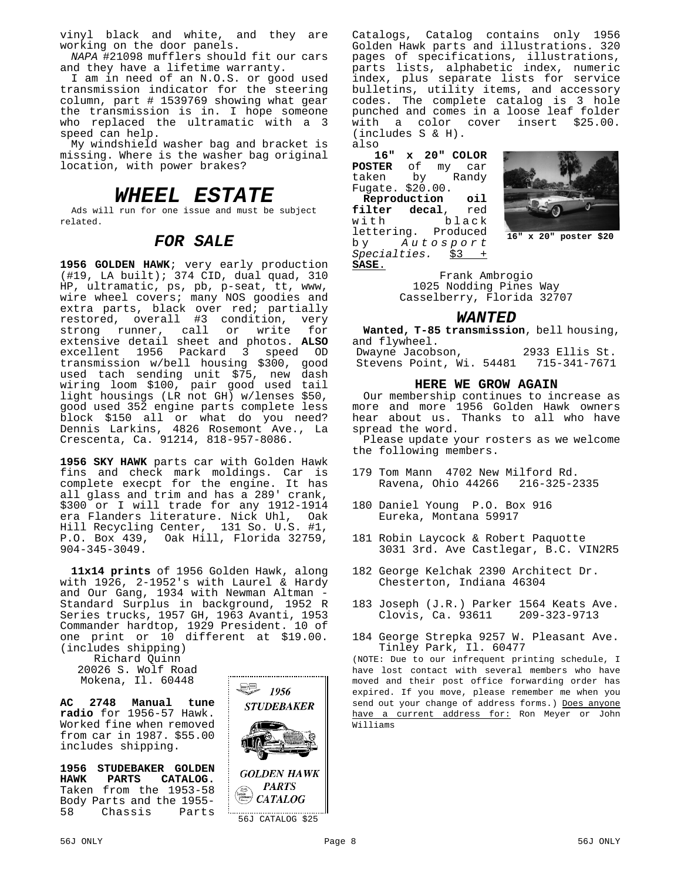vinyl black and white, and they are working on the door panels.

*NAPA* #21098 mufflers should fit our cars and they have a lifetime warranty.

I am in need of an N.O.S. or good used transmission indicator for the steering column, part # 1539769 showing what gear the transmission is in. I hope someone who replaced the ultramatic with a 3 speed can help.

My windshield washer bag and bracket is missing. Where is the washer bag original location, with power brakes?

# *WHEEL ESTATE*

Ads will run for one issue and must be subject related.

## *FOR SALE*

**1956 GOLDEN HAWK**; very early production (#19, LA built); 374 CID, dual quad, 310 HP, ultramatic, ps, pb, p-seat, tt, www, wire wheel covers; many NOS goodies and extra parts, black over red; partially restored, overall #3 condition, very strong runner, call or write for extensive detail sheet and photos. **ALSO** excellent 1956 Packard 3 speed OD transmission w/bell housing $300, good used tach sending unit $75, new dash wiring loom $100, pair good used tail light housings (LR not GH) w/lenses $50, good used 352 engine parts complete less block $150 all or what do you need? Dennis Larkins, 4826 Rosemont Ave., La Crescenta, Ca. 91214, 818-957-8086.

**1956 SKY HAWK** parts car with Golden Hawk fins and check mark moldings. Car is complete execpt for the engine. It has all glass and trim and has a 289' crank, $300 or I will trade for any 1912-1914 era Flanders literature. Nick Uhl, Oak Hill Recycling Center, 131 So. U.S. #1, P.O. Box 439, Oak Hill, Florida 32759, 904-345-3049.

**11x14 prints** of 1956 Golden Hawk, along with 1926, 2-1952's with Laurel & Hardy and Our Gang, 1934 with Newman Altman - Standard Surplus in background, 1952 R Series trucks, 1957 GH, 1963 Avanti, 1953 Commander hardtop, 1929 President. 10 of one print or 10 different at $19.00. (includes shipping)

Richard Quinn
20026 S. Wolf Road
Mokena, Il. 60448

**AC 2748 Manual tune radio** for 1956-57 Hawk. Worked fine when removed from car in 1987. $55.00 includes shipping.

**1956 STUDEBAKER GOLDEN HAWK PARTS CATALOG.** Taken from the 1953-58 Body Parts and the 1955-58 Chassis Parts Catalogs, Catalog contains only 1956 Golden Hawk parts and illustrations. 320 pages of specifications, illustrations, parts lists, alphabetic index, numeric index, plus separate lists for service bulletins, utility items, and accessory codes. The complete catalog is 3 hole punched and comes in a loose leaf folder with a color cover insert $25.00. (includes S & H).

1956 STUDEBAKER GOLDEN HAWK PARTS CATALOG

56J CATALOG $25

also

**16" x 20" COLOR POSTER** of my car taken by Randy Fugate. $20.00.

**Reproduction oil filter decal**, red with black lettering. Produced by *Autosport Specialties.* $3 + **SASE**.

16" x 20" poster $20

Frank Ambrogio
1025 Nodding Pines Way
Casselberry, Florida 32707

## *WANTED*

**Wanted, T-85 transmission**, bell housing, and flywheel.
Dwayne Jacobson, 2933 Ellis St.
Stevens Point, Wi. 54481 715-341-7671

### HERE WE GROW AGAIN

Our membership continues to increase as more and more 1956 Golden Hawk owners hear about us. Thanks to all who have spread the word.

Please update your rosters as we welcome the following members.

179 Tom Mann 4702 New Milford Rd.
Ravena, Ohio 44266 216-325-2335

180 Daniel Young P.O. Box 916
Eureka, Montana 59917

181 Robin Laycock & Robert Paquotte
3031 3rd. Ave Castlegar, B.C. VIN2R5

182 George Kelchak 2390 Architect Dr.
Chesterton, Indiana 46304

183 Joseph (J.R.) Parker 1564 Keats Ave.
Clovis, Ca. 93611 209-323-9713

184 George Strepka 9257 W. Pleasant Ave.
Tinley Park, Il. 60477

(NOTE: Due to our infrequent printing schedule, I have lost contact with several members who have moved and their post office forwarding order has expired. If you move, please remember me when you send out your change of address forms.) Does anyone have a current address for: Ron Meyer or John Williams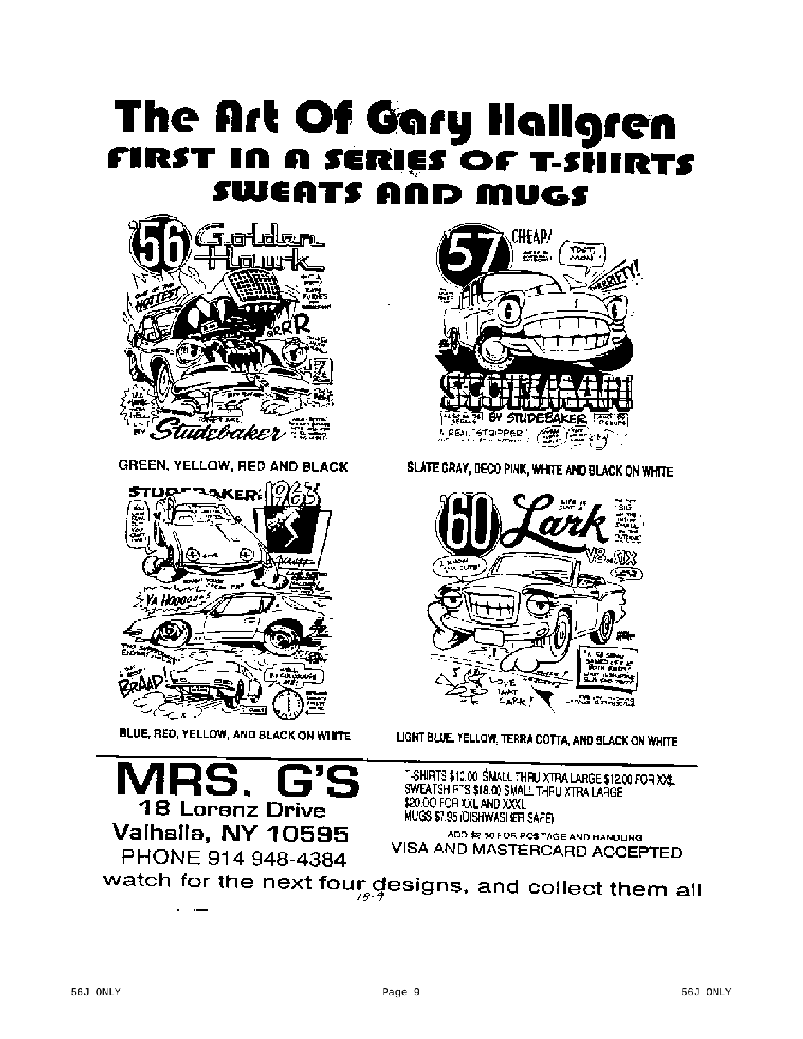# The Art Of Gary Hallgren

## FIRST IN A SERIES OF T-SHIRTS SWEATS AND MUGS

GREEN, YELLOW, RED AND BLACK

SLATE GRAY, DECO PINK, WHITE AND BLACK ON WHITE

BLUE, RED, YELLOW, AND BLACK ON WHITE

LIGHT BLUE, YELLOW, TERRA COTTA, AND BLACK ON WHITE

# MRS. G'S

**18 Lorenz Drive**
**Valhalla, NY 10595**
PHONE 914 948-4384

T-SHIRTS $10.00 SMALL THRU XTRA LARGE $12.00 FOR XXL
SWEATSHIRTS $18.00 SMALL THRU XTRA LARGE
$20.00 FOR XXL AND XXXL
MUGS $7.95 (DISHWASHER SAFE)

ADD $2.50 FOR POSTAGE AND HANDLING
VISA AND MASTERCARD ACCEPTED

watch for the next four designs, and collect them all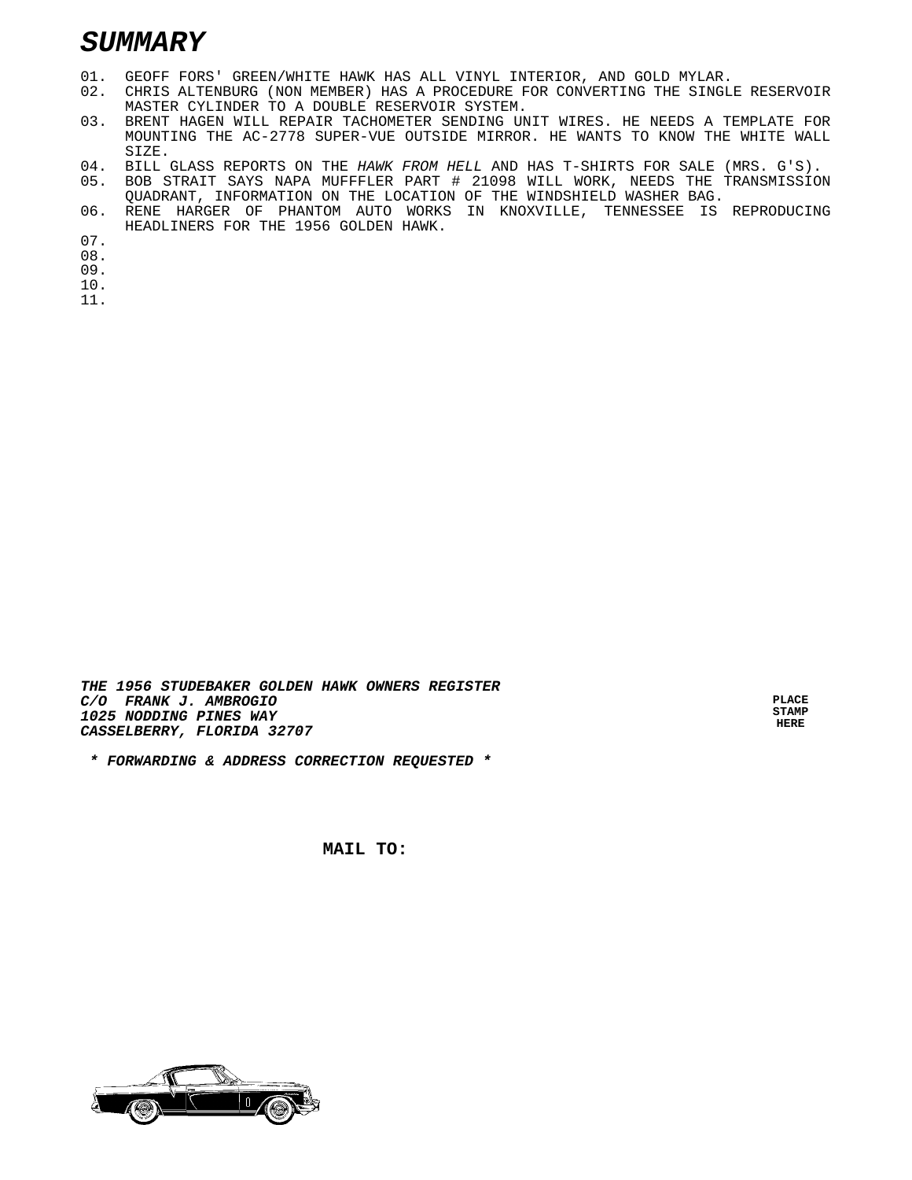# *SUMMARY*

01. GEOFF FORS' GREEN/WHITE HAWK HAS ALL VINYL INTERIOR, AND GOLD MYLAR.
02. CHRIS ALTENBURG (NON MEMBER) HAS A PROCEDURE FOR CONVERTING THE SINGLE RESERVOIR MASTER CYLINDER TO A DOUBLE RESERVOIR SYSTEM.
03. BRENT HAGEN WILL REPAIR TACHOMETER SENDING UNIT WIRES. HE NEEDS A TEMPLATE FOR MOUNTING THE AC-2778 SUPER-VUE OUTSIDE MIRROR. HE WANTS TO KNOW THE WHITE WALL SIZE.
04. BILL GLASS REPORTS ON THE *HAWK FROM HELL* AND HAS T-SHIRTS FOR SALE (MRS. G'S).
05. BOB STRAIT SAYS NAPA MUFFFLER PART # 21098 WILL WORK, NEEDS THE TRANSMISSION QUADRANT, INFORMATION ON THE LOCATION OF THE WINDSHIELD WASHER BAG.
06. RENE HARGER OF PHANTOM AUTO WORKS IN KNOXVILLE, TENNESSEE IS REPRODUCING HEADLINERS FOR THE 1956 GOLDEN HAWK.
07.
08.
09.
10.
11.

***THE 1956 STUDEBAKER GOLDEN HAWK OWNERS REGISTER***
***C/O FRANK J. AMBROGIO***
***1025 NODDING PINES WAY***
***CASSELBERRY, FLORIDA 32707***

**PLACE STAMP HERE**

***\* FORWARDING & ADDRESS CORRECTION REQUESTED \****

**MAIL TO:**